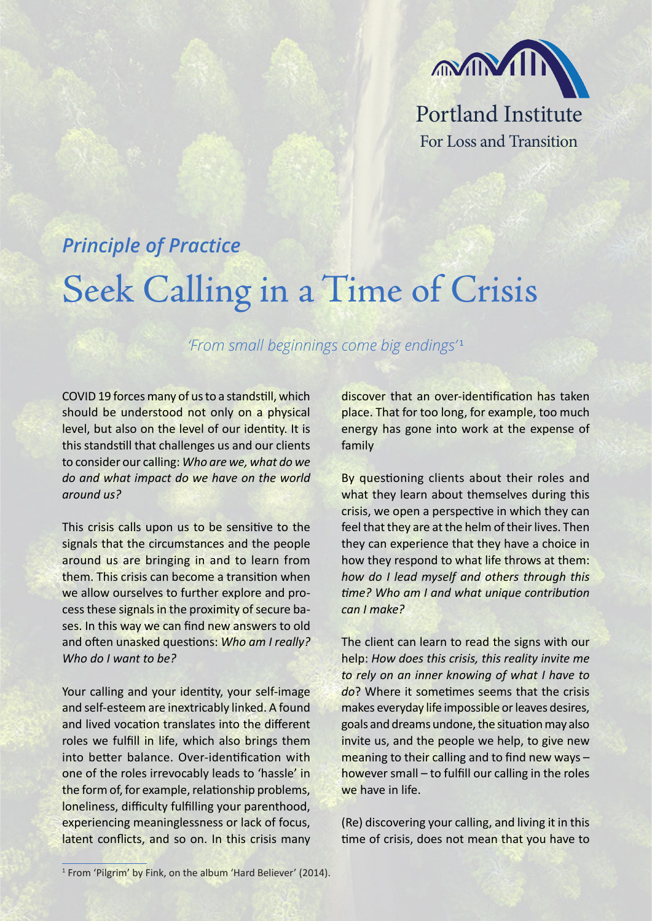Portland Institute
For Loss and Transition

*Principle of Practice*

# Seek Calling in a Time of Crisis

*'From small beginnings come big endings'*[1]

COVID 19 forces many of us to a standstill, which should be understood not only on a physical level, but also on the level of our identity. It is this standstill that challenges us and our clients to consider our calling: *Who are we, what do we do and what impact do we have on the world around us?*

This crisis calls upon us to be sensitive to the signals that the circumstances and the people around us are bringing in and to learn from them. This crisis can become a transition when we allow ourselves to further explore and process these signals in the proximity of secure bases. In this way we can find new answers to old and often unasked questions: *Who am I really? Who do I want to be?*

Your calling and your identity, your self-image and self-esteem are inextricably linked. A found and lived vocation translates into the different roles we fulfill in life, which also brings them into better balance. Over-identification with one of the roles irrevocably leads to 'hassle' in the form of, for example, relationship problems, loneliness, difficulty fulfilling your parenthood, experiencing meaninglessness or lack of focus, latent conflicts, and so on. In this crisis many discover that an over-identification has taken place. That for too long, for example, too much energy has gone into work at the expense of family

By questioning clients about their roles and what they learn about themselves during this crisis, we open a perspective in which they can feel that they are at the helm of their lives. Then they can experience that they have a choice in how they respond to what life throws at them: *how do I lead myself and others through this time? Who am I and what unique contribution can I make?*

The client can learn to read the signs with our help: *How does this crisis, this reality invite me to rely on an inner knowing of what I have to do*? Where it sometimes seems that the crisis makes everyday life impossible or leaves desires, goals and dreams undone, the situation may also invite us, and the people we help, to give new meaning to their calling and to find new ways – however small – to fulfill our calling in the roles we have in life.

(Re) discovering your calling, and living it in this time of crisis, does not mean that you have to

[1] From 'Pilgrim' by Fink, on the album 'Hard Believer' (2014).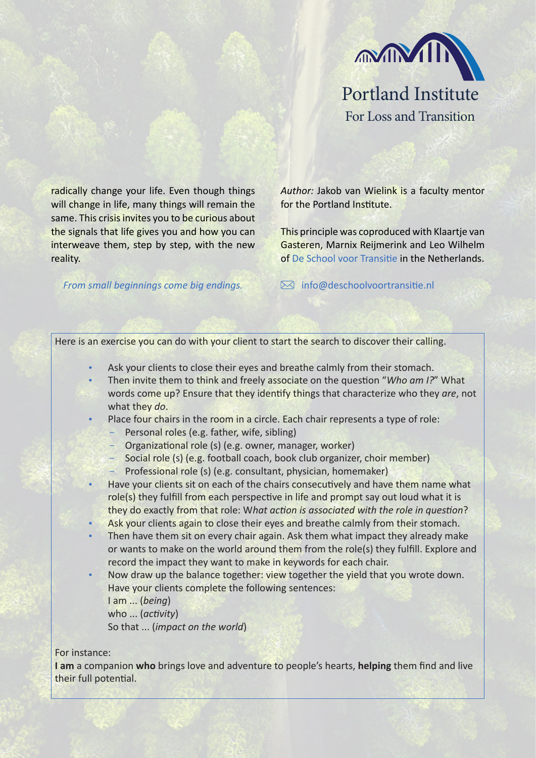Portland Institute
For Loss and Transition

radically change your life. Even though things will change in life, many things will remain the same. This crisis invites you to be curious about the signals that life gives you and how you can interweave them, step by step, with the new reality.

*From small beginnings come big endings.*

*Author:* Jakob van Wielink is a faculty mentor for the Portland Institute.

This principle was coproduced with Klaartje van Gasteren, Marnix Reijmerink and Leo Wilhelm of De School voor Transitie in the Netherlands.

info@deschoolvoortransitie.nl

Here is an exercise you can do with your client to start the search to discover their calling.

- Ask your clients to close their eyes and breathe calmly from their stomach.
- Then invite them to think and freely associate on the question "*Who am I?*" What words come up? Ensure that they identify things that characterize who they *are*, not what they *do*.
- Place four chairs in the room in a circle. Each chair represents a type of role:
  - Personal roles (e.g. father, wife, sibling)
  - Organizational role (s) (e.g. owner, manager, worker)
  - Social role (s) (e.g. football coach, book club organizer, choir member)
  - Professional role (s) (e.g. consultant, physician, homemaker)
- Have your clients sit on each of the chairs consecutively and have them name what role(s) they fulfill from each perspective in life and prompt say out loud what it is they do exactly from that role: W*hat action is associated with the role in question*?
- Ask your clients again to close their eyes and breathe calmly from their stomach.
- Then have them sit on every chair again. Ask them what impact they already make or wants to make on the world around them from the role(s) they fulfill. Explore and record the impact they want to make in keywords for each chair.
- Now draw up the balance together: view together the yield that you wrote down. Have your clients complete the following sentences:
  I am ... (*being*)
  who ... (*activity*)
  So that ... (*impact on the world*)

For instance:
**I am** a companion **who** brings love and adventure to people's hearts, **helping** them find and live their full potential.